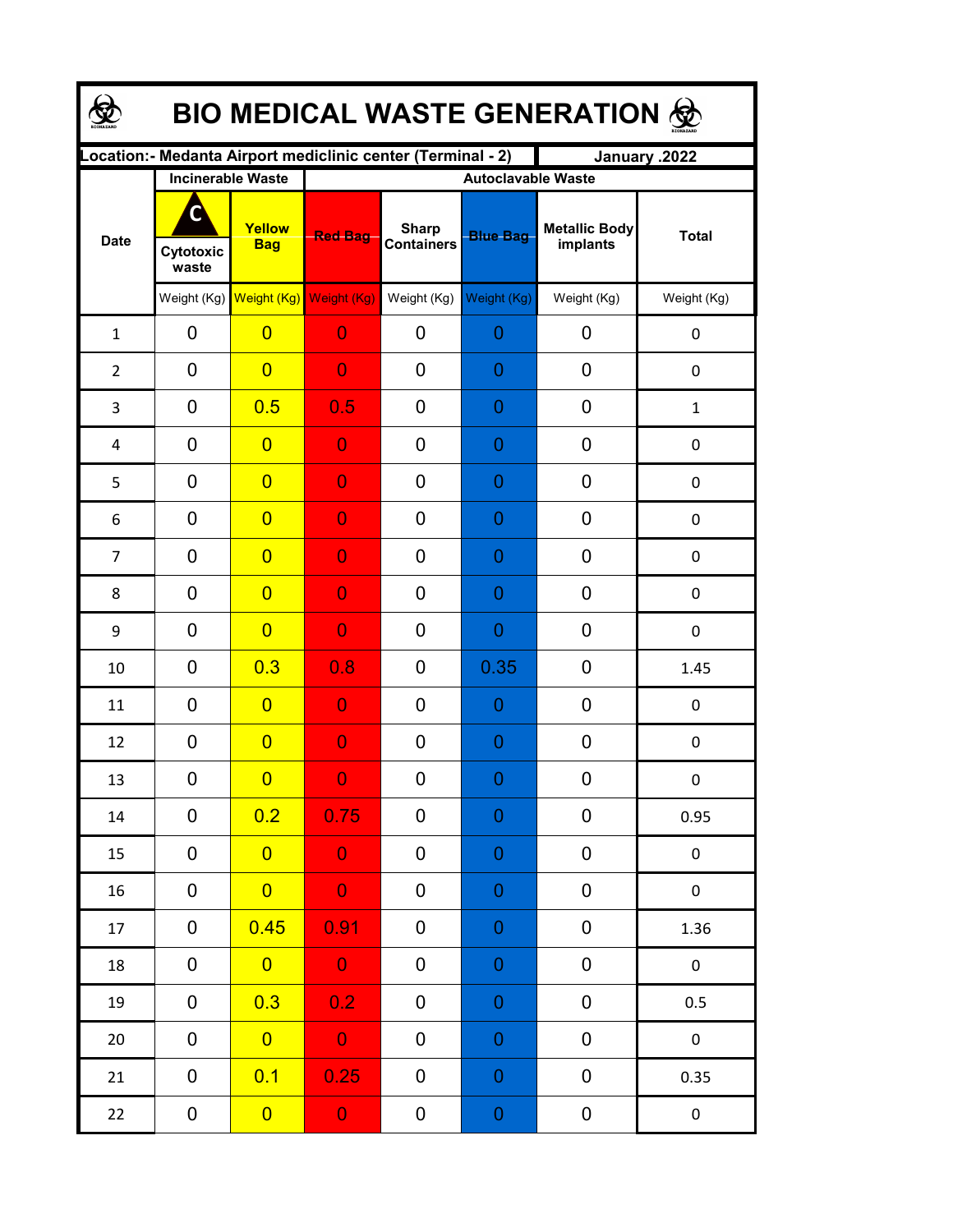# BIO MEDICAL WASTE GENERATION

| Location:- Medanta Airport mediclinic center (Terminal - 2) | | | | | | | January .2022 |
|---|---|---|---|---|---|---|---|
| Date | Incinerable Waste | | Autoclavable Waste | | | | |
| | Cytotoxic waste | Yellow Bag | Red Bag | Sharp Containers | Blue Bag | Metallic Body implants | Total |
| | Weight (Kg) | Weight (Kg) | Weight (Kg) | Weight (Kg) | Weight (Kg) | Weight (Kg) | Weight (Kg) |
| 1 | 0 | 0 | 0 | 0 | 0 | 0 | 0 |
| 2 | 0 | 0 | 0 | 0 | 0 | 0 | 0 |
| 3 | 0 | 0.5 | 0.5 | 0 | 0 | 0 | 1 |
| 4 | 0 | 0 | 0 | 0 | 0 | 0 | 0 |
| 5 | 0 | 0 | 0 | 0 | 0 | 0 | 0 |
| 6 | 0 | 0 | 0 | 0 | 0 | 0 | 0 |
| 7 | 0 | 0 | 0 | 0 | 0 | 0 | 0 |
| 8 | 0 | 0 | 0 | 0 | 0 | 0 | 0 |
| 9 | 0 | 0 | 0 | 0 | 0 | 0 | 0 |
| 10 | 0 | 0.3 | 0.8 | 0 | 0.35 | 0 | 1.45 |
| 11 | 0 | 0 | 0 | 0 | 0 | 0 | 0 |
| 12 | 0 | 0 | 0 | 0 | 0 | 0 | 0 |
| 13 | 0 | 0 | 0 | 0 | 0 | 0 | 0 |
| 14 | 0 | 0.2 | 0.75 | 0 | 0 | 0 | 0.95 |
| 15 | 0 | 0 | 0 | 0 | 0 | 0 | 0 |
| 16 | 0 | 0 | 0 | 0 | 0 | 0 | 0 |
| 17 | 0 | 0.45 | 0.91 | 0 | 0 | 0 | 1.36 |
| 18 | 0 | 0 | 0 | 0 | 0 | 0 | 0 |
| 19 | 0 | 0.3 | 0.2 | 0 | 0 | 0 | 0.5 |
| 20 | 0 | 0 | 0 | 0 | 0 | 0 | 0 |
| 21 | 0 | 0.1 | 0.25 | 0 | 0 | 0 | 0.35 |
| 22 | 0 | 0 | 0 | 0 | 0 | 0 | 0 |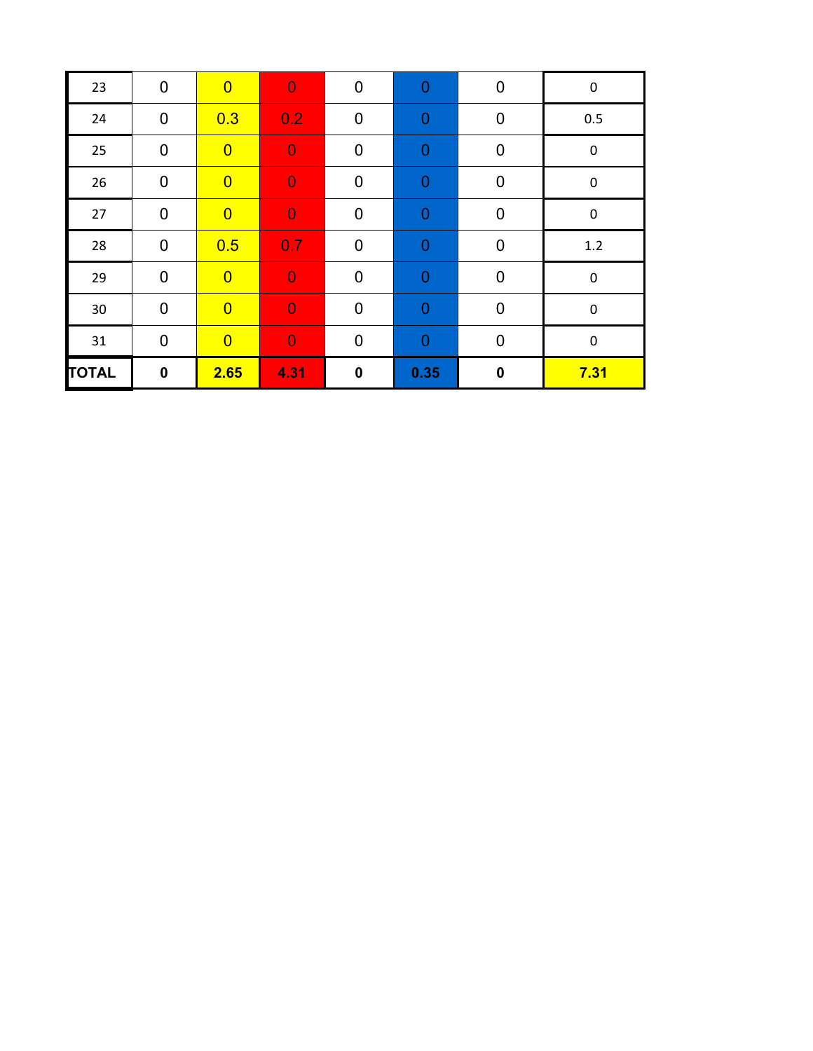| | | | | | | | |
|---|---|---|---|---|---|---|---|
| 23 | 0 | 0 | 0 | 0 | 0 | 0 | 0 |
| 24 | 0 | 0.3 | 0.2 | 0 | 0 | 0 | 0.5 |
| 25 | 0 | 0 | 0 | 0 | 0 | 0 | 0 |
| 26 | 0 | 0 | 0 | 0 | 0 | 0 | 0 |
| 27 | 0 | 0 | 0 | 0 | 0 | 0 | 0 |
| 28 | 0 | 0.5 | 0.7 | 0 | 0 | 0 | 1.2 |
| 29 | 0 | 0 | 0 | 0 | 0 | 0 | 0 |
| 30 | 0 | 0 | 0 | 0 | 0 | 0 | 0 |
| 31 | 0 | 0 | 0 | 0 | 0 | 0 | 0 |
| **TOTAL** | **0** | **2.65** | **4.31** | **0** | **0.35** | **0** | **7.31** |